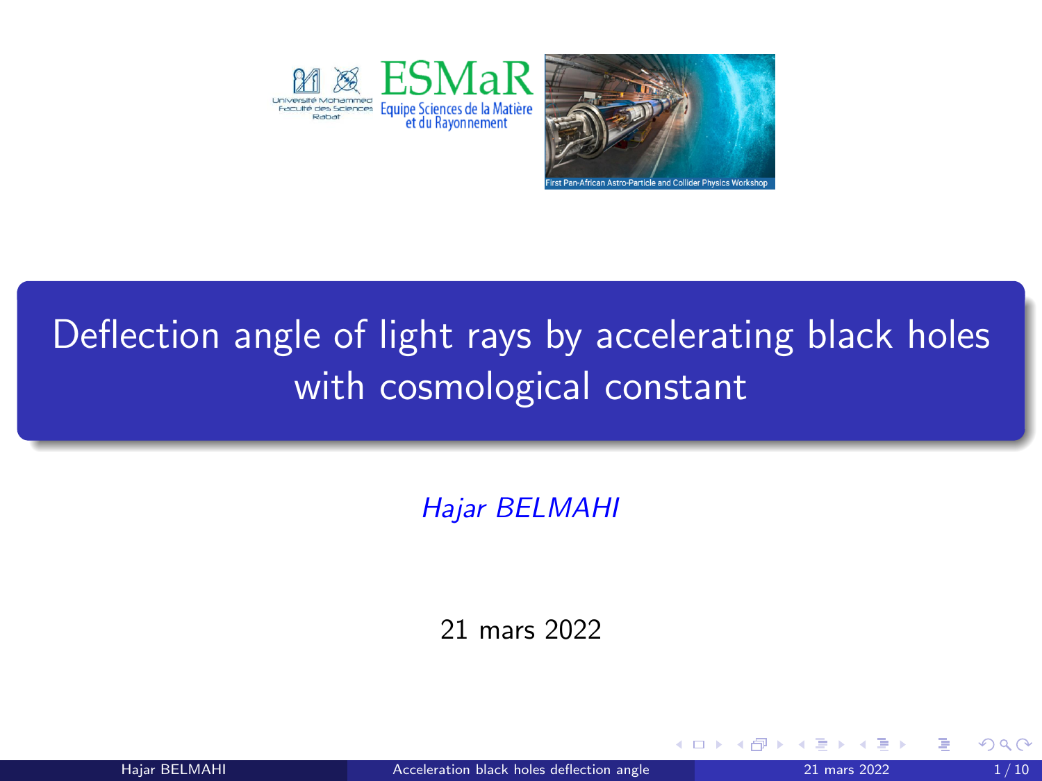# Deflection angle of light rays by accelerating black holes with cosmological constant

*Hajar BELMAHI*

21 mars 2022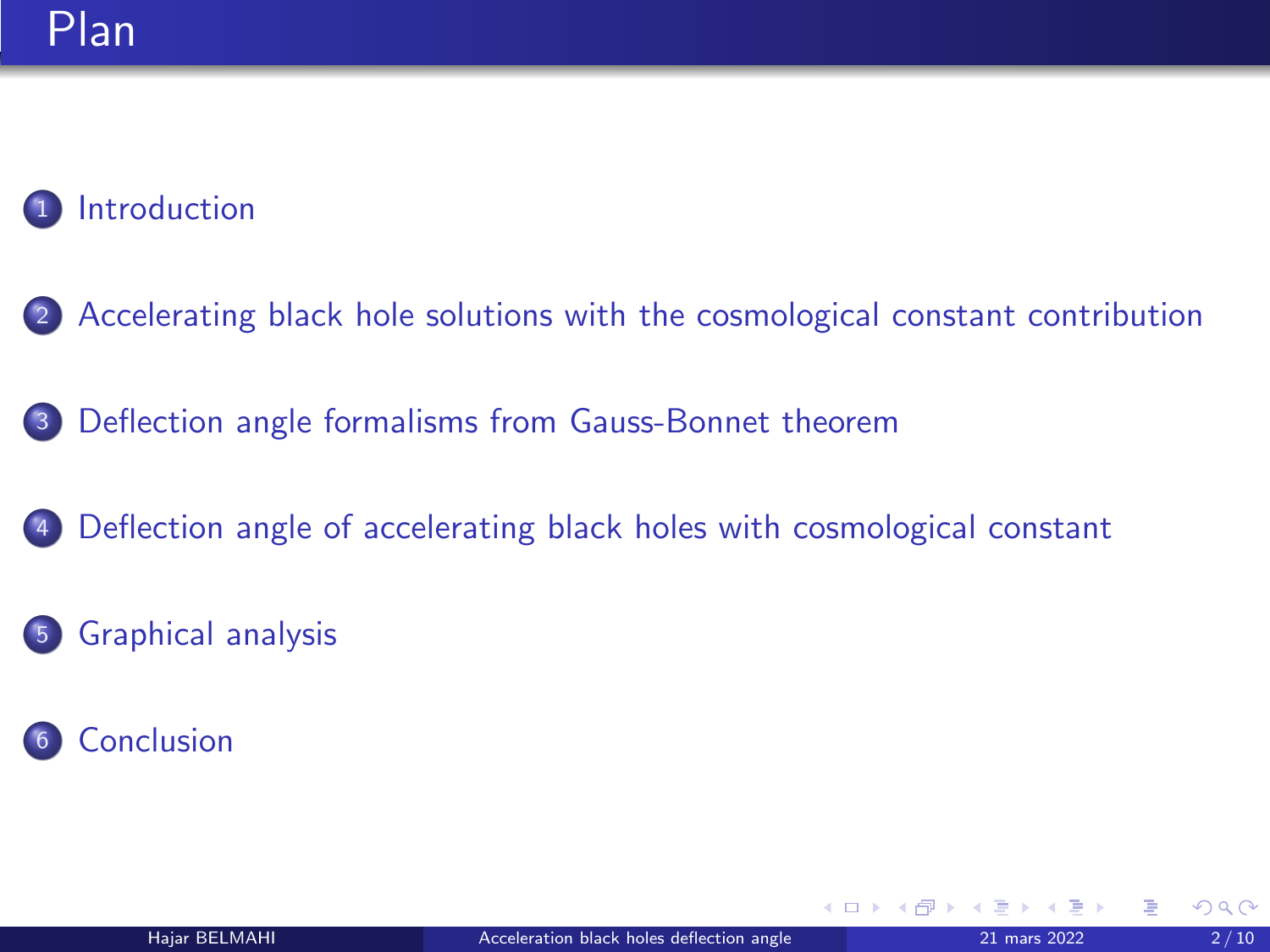# Plan

1. Introduction
2. Accelerating black hole solutions with the cosmological constant contribution
3. Deflection angle formalisms from Gauss-Bonnet theorem
4. Deflection angle of accelerating black holes with cosmological constant
5. Graphical analysis
6. Conclusion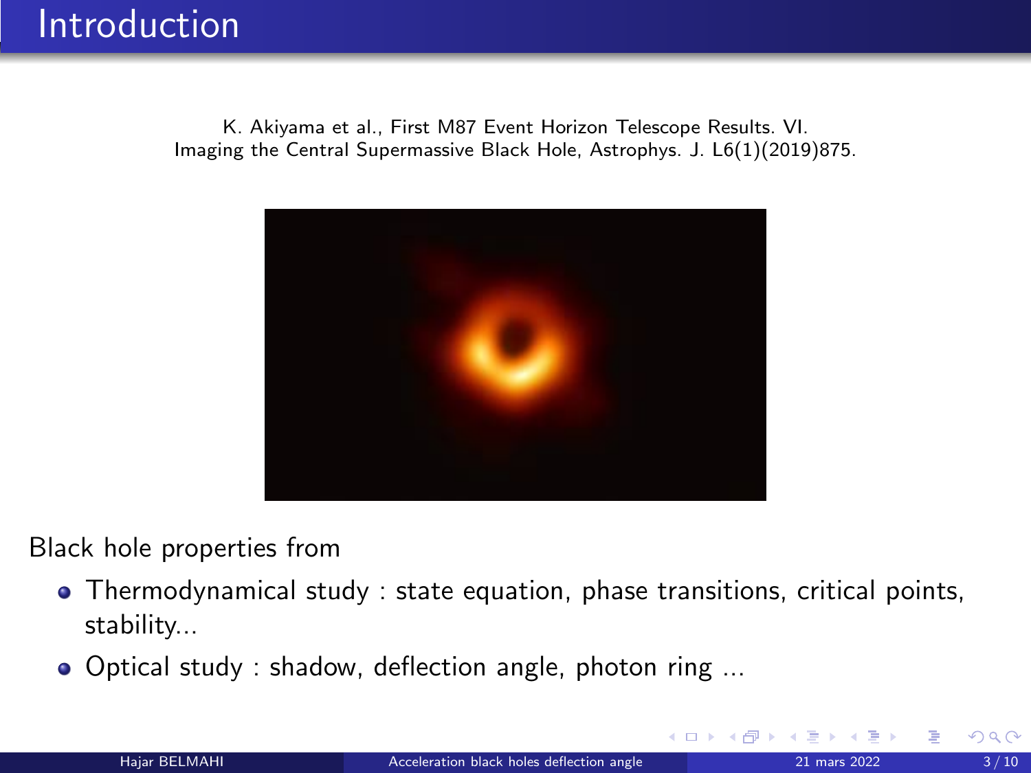# Introduction

K. Akiyama et al., First M87 Event Horizon Telescope Results. VI. Imaging the Central Supermassive Black Hole, Astrophys. J. L6(1)(2019)875.

Black hole properties from

- Thermodynamical study : state equation, phase transitions, critical points, stability...
- Optical study : shadow, deflection angle, photon ring ...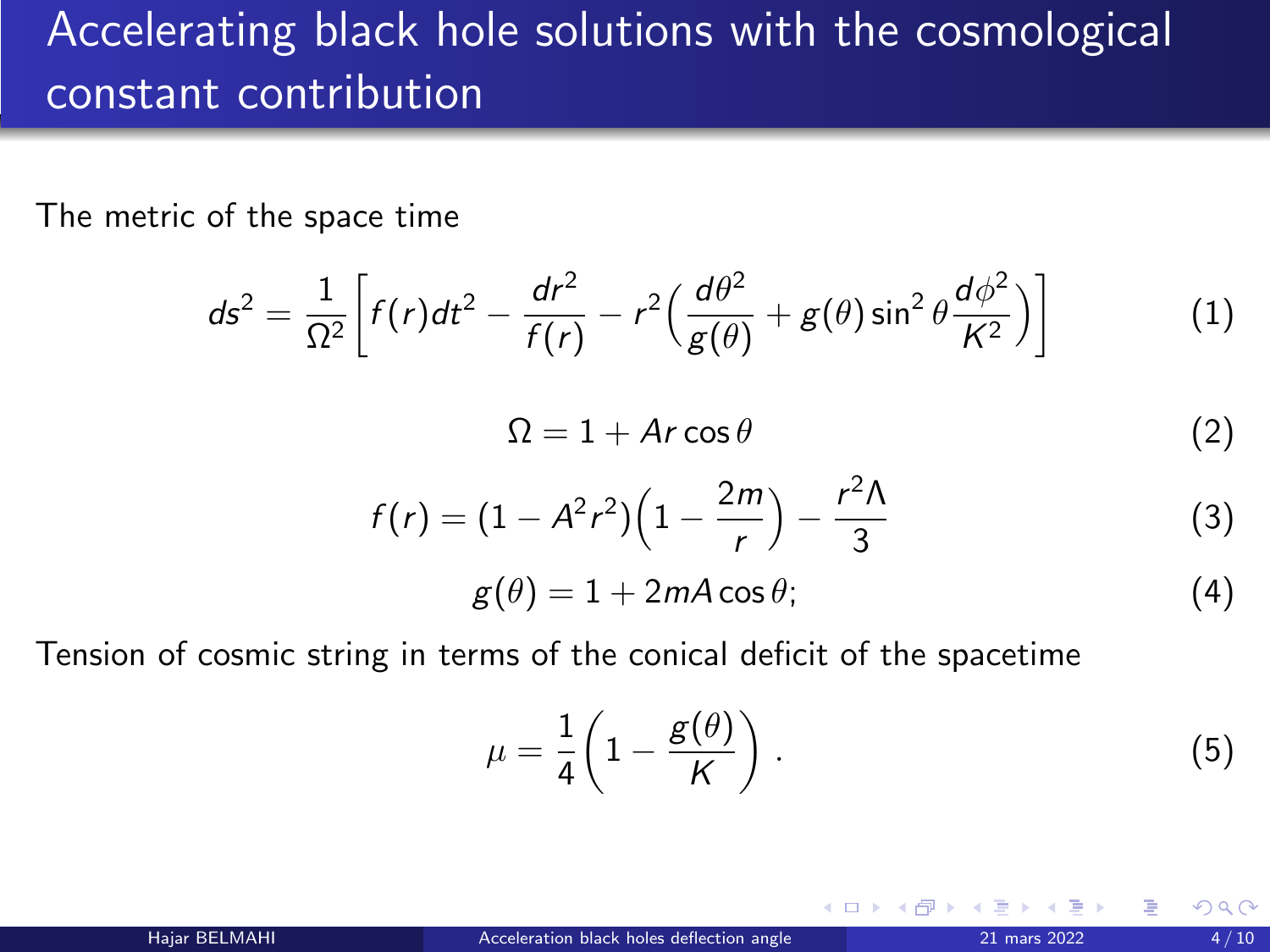# Accelerating black hole solutions with the cosmological constant contribution

The metric of the space time

$$ds^2 = \frac{1}{\Omega^2}\left[f(r)dt^2 - \frac{dr^2}{f(r)} - r^2\left(\frac{d\theta^2}{g(\theta)} + g(\theta)\sin^2\theta\frac{d\phi^2}{K^2}\right)\right] \tag{1}$$

$$\Omega = 1 + Ar\cos\theta \tag{2}$$

$$f(r) = (1 - A^2r^2)\left(1 - \frac{2m}{r}\right) - \frac{r^2\Lambda}{3} \tag{3}$$

$$g(\theta) = 1 + 2mA\cos\theta; \tag{4}$$

Tension of cosmic string in terms of the conical deficit of the spacetime

$$\mu = \frac{1}{4}\left(1 - \frac{g(\theta)}{K}\right). \tag{5}$$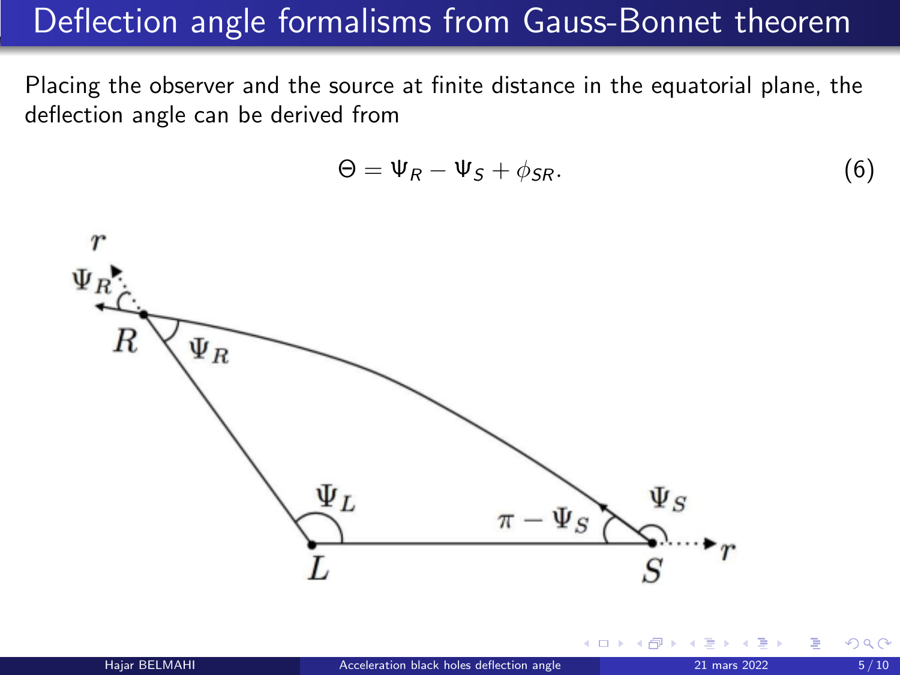# Deflection angle formalisms from Gauss-Bonnet theorem

Placing the observer and the source at finite distance in the equatorial plane, the deflection angle can be derived from

$$\Theta = \Psi_R - \Psi_S + \phi_{SR}. \tag{6}$$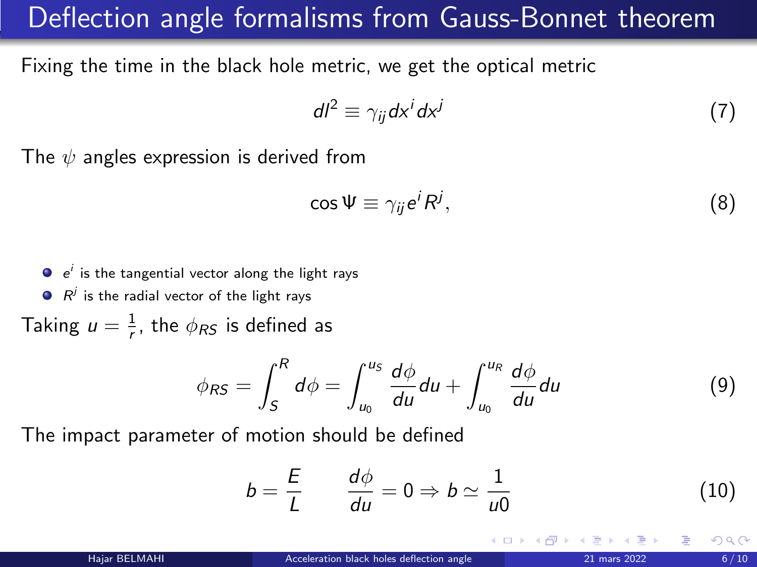# Deflection angle formalisms from Gauss-Bonnet theorem

Fixing the time in the black hole metric, we get the optical metric

$$dl^2 \equiv \gamma_{ij} dx^i dx^j \tag{7}$$

The $\psi$ angles expression is derived from

$$\cos\Psi \equiv \gamma_{ij} e^i R^j, \tag{8}$$

- $e^i$ is the tangential vector along the light rays
- $R^j$ is the radial vector of the light rays

Taking $u = \frac{1}{r}$, the $\phi_{RS}$ is defined as

$$\phi_{RS} = \int_S^R d\phi = \int_{u_0}^{u_S} \frac{d\phi}{du} du + \int_{u_0}^{u_R} \frac{d\phi}{du} du \tag{9}$$

The impact parameter of motion should be defined

$$b = \frac{E}{L} \qquad \frac{d\phi}{du} = 0 \Rightarrow b \simeq \frac{1}{u0} \tag{10}$$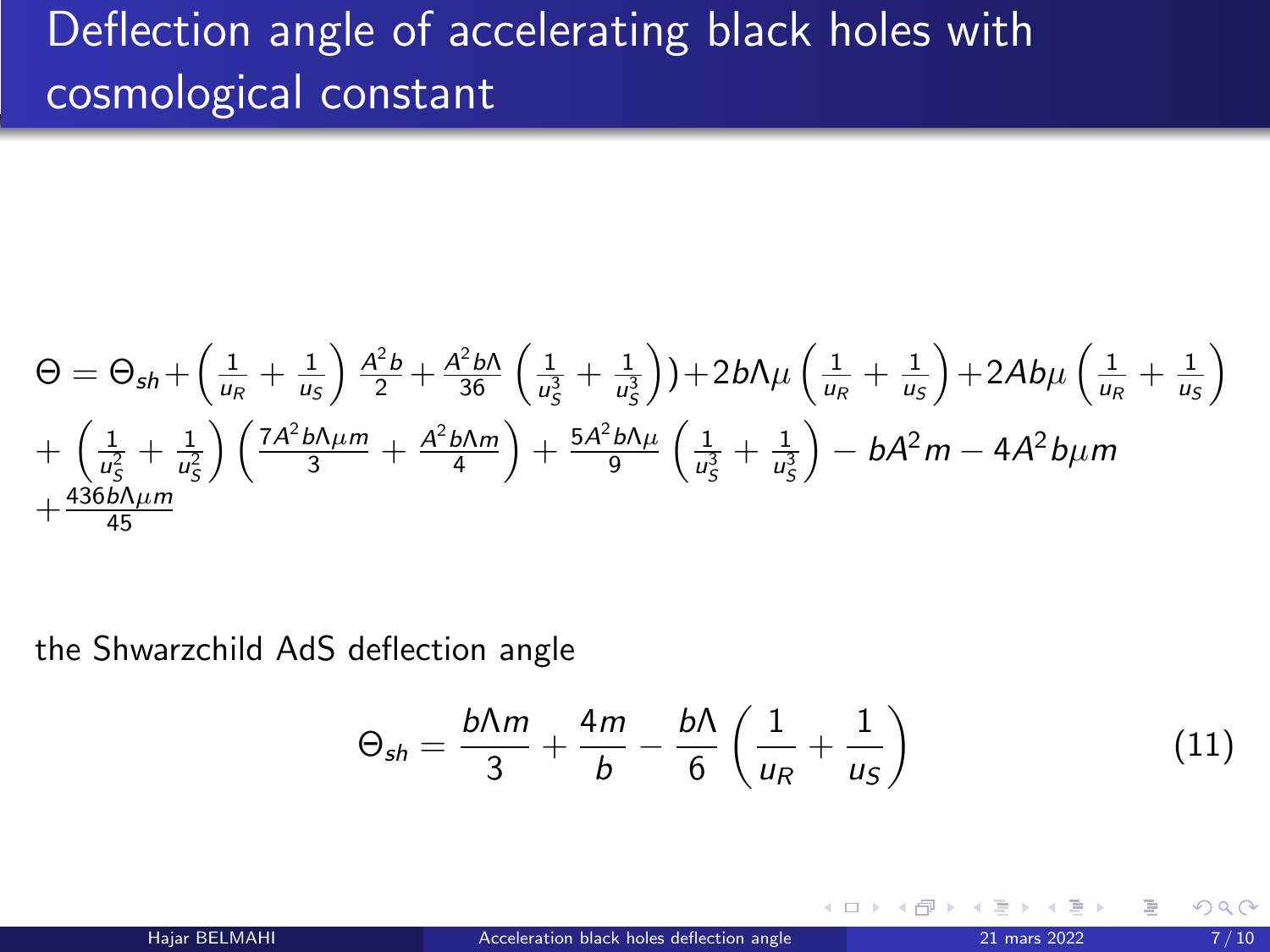# Deflection angle of accelerating black holes with cosmological constant

$$
\Theta = \Theta_{sh} + \left(\frac{1}{u_R} + \frac{1}{u_S}\right)\frac{A^2 b}{2} + \frac{A^2 b\Lambda}{36}\left(\frac{1}{u_S^3} + \frac{1}{u_S^3}\right)) + 2b\Lambda\mu\left(\frac{1}{u_R} + \frac{1}{u_S}\right) + 2Ab\mu\left(\frac{1}{u_R} + \frac{1}{u_S}\right)
+ \left(\frac{1}{u_S^2} + \frac{1}{u_S^2}\right)\left(\frac{7A^2 b\Lambda\mu m}{3} + \frac{A^2 b\Lambda m}{4}\right) + \frac{5A^2 b\Lambda\mu}{9}\left(\frac{1}{u_S^3} + \frac{1}{u_S^3}\right) - bA^2 m - 4A^2 b\mu m
+ \frac{436 b\Lambda\mu m}{45}
$$

the Shwarzchild AdS deflection angle

$$
\Theta_{sh} = \frac{b\Lambda m}{3} + \frac{4m}{b} - \frac{b\Lambda}{6}\left(\frac{1}{u_R} + \frac{1}{u_S}\right) \tag{11}
$$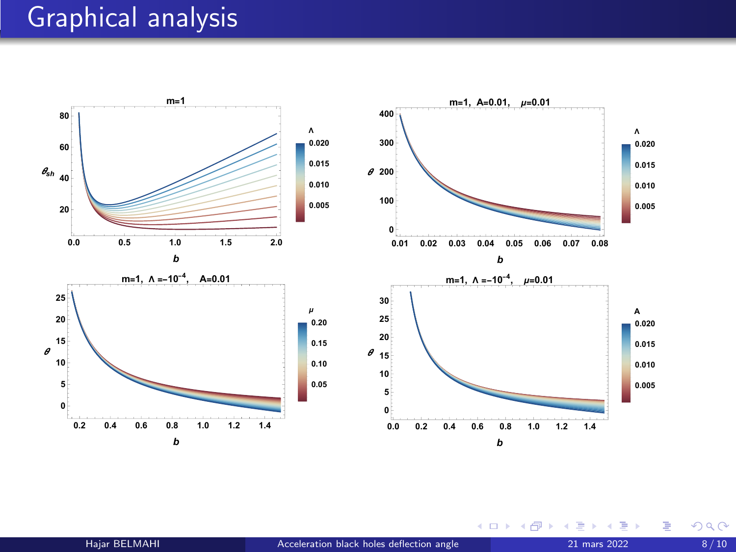# Graphical analysis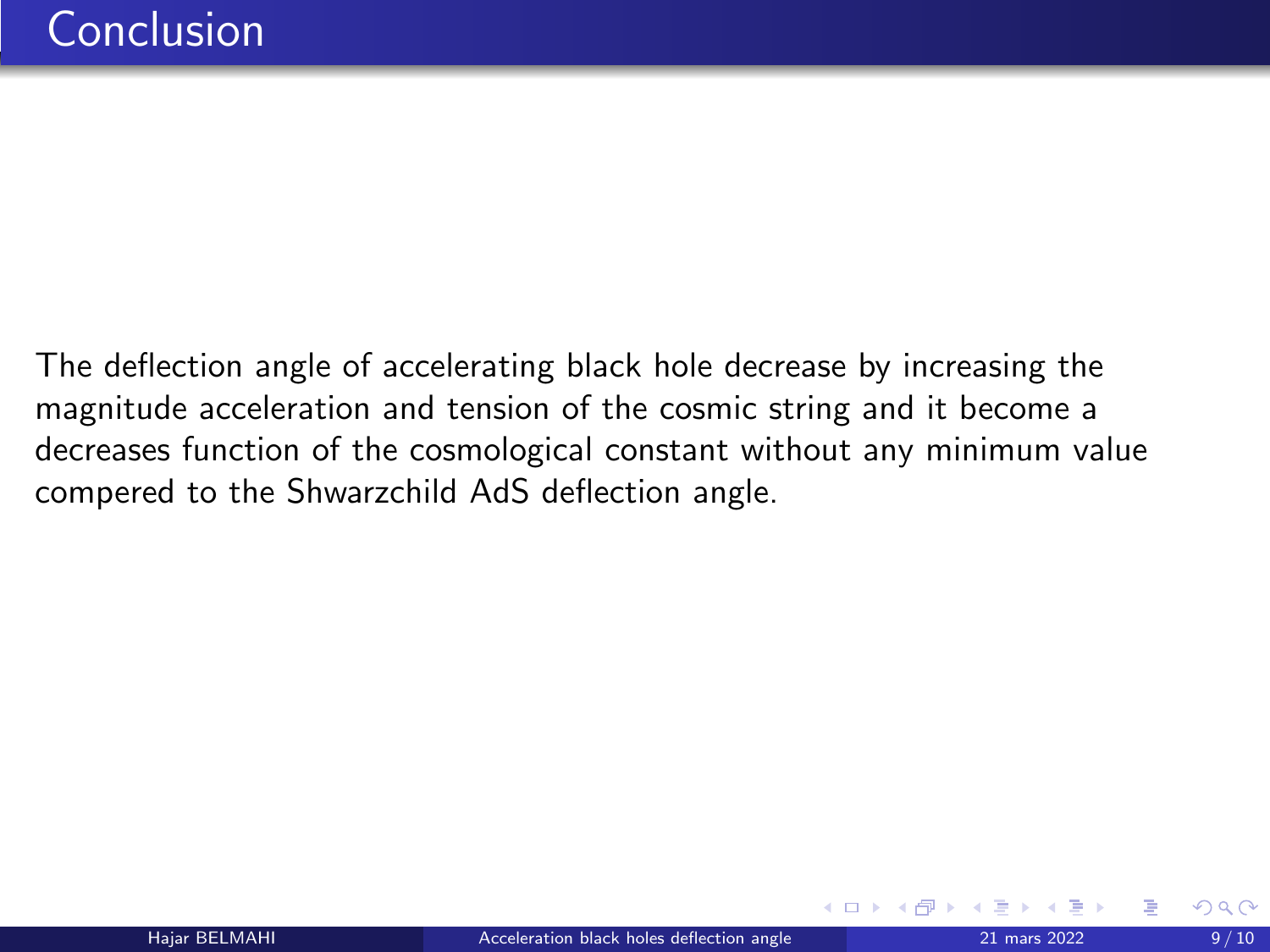# Conclusion

The deflection angle of accelerating black hole decrease by increasing the magnitude acceleration and tension of the cosmic string and it become a decreases function of the cosmological constant without any minimum value compered to the Shwarzchild AdS deflection angle.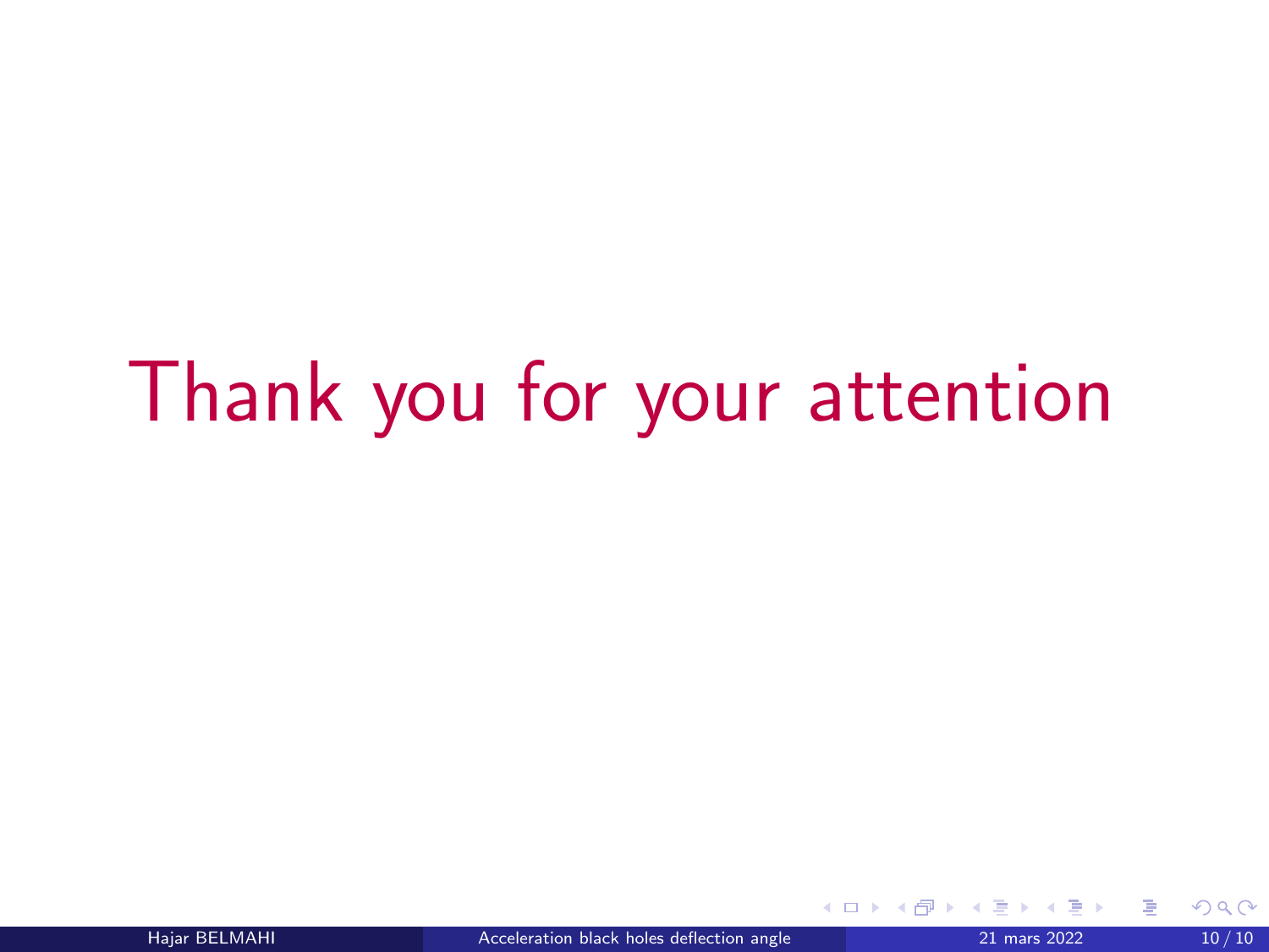# Thank you for your attention